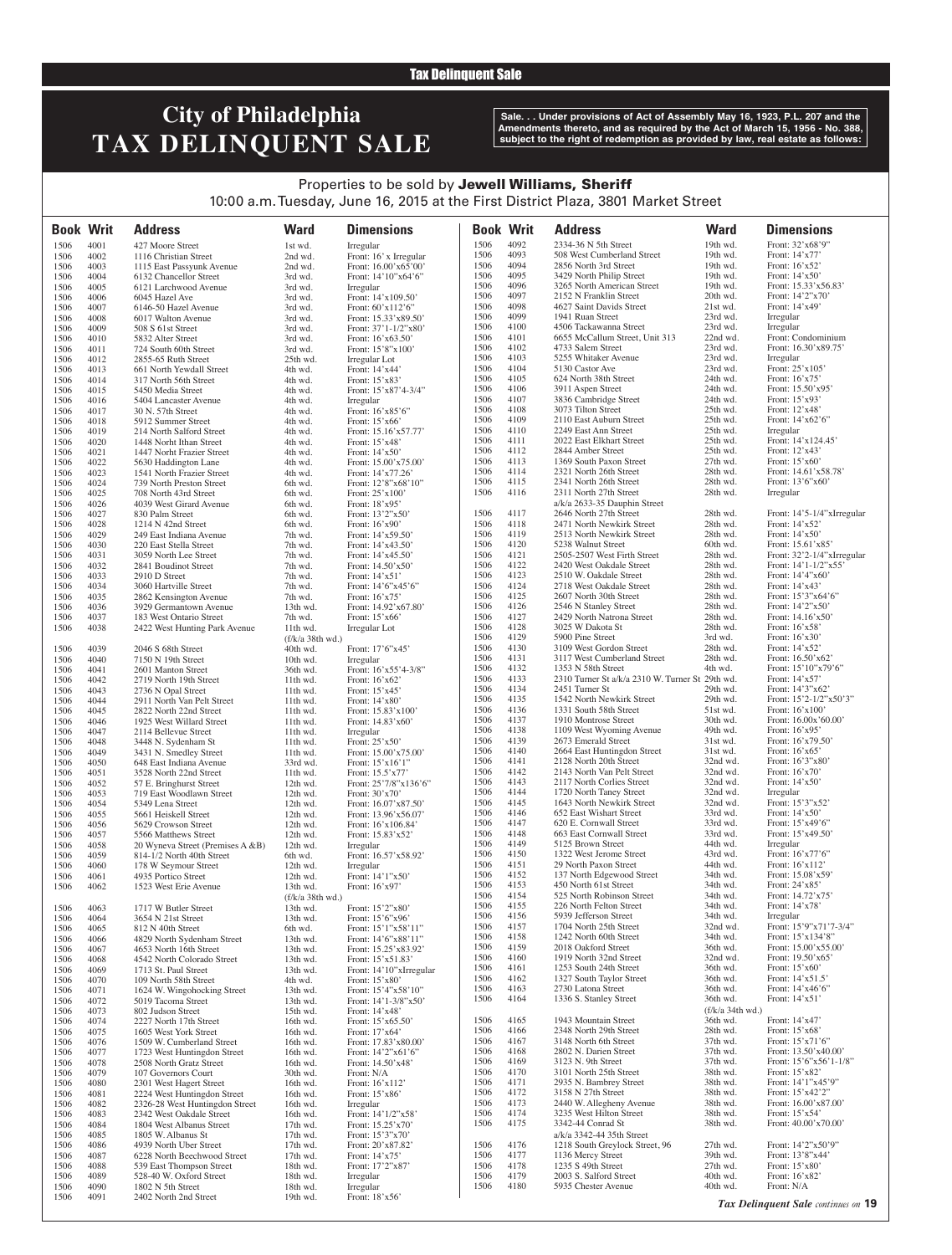# City of Philadelphia TAX DELINQUENT SALE

**Sale. . . Under provisions of Act of Assembly May 16, 1923, P.L. 207 and the Amendments thereto, and as required by the Act of March 15, 1956 - No. 388, subject to the right of redemption as provided by law, real estate as follows:**

Properties to be sold by **Jewell Williams, Sheriff**

10:00 a.m. Tuesday, June 16, 2015 at the First District Plaza, 3801 Market Street

| Book | Writ | Address | Ward | Dimensions |
|---|---|---|---|---|
| 1506 | 4001 | 427 Moore Street | 1st wd. | Irregular |
| 1506 | 4002 | 1116 Christian Street | 2nd wd. | Front: 16' x Irregular |
| 1506 | 4003 | 1115 East Passyunk Avenue | 2nd wd. | Front: 16.00'x65'00' |
| 1506 | 4004 | 6132 Chancellor Street | 3rd wd. | Front: 14'10"x64'6" |
| 1506 | 4005 | 6121 Larchwood Avenue | 3rd wd. | Irregular |
| 1506 | 4006 | 6045 Hazel Ave | 3rd wd. | Front: 14'x109.50' |
| 1506 | 4007 | 6146-50 Hazel Avenue | 3rd wd. | Front: 60'x112'6" |
| 1506 | 4008 | 6017 Walton Avenue | 3rd wd. | Front: 15.33'x89.50' |
| 1506 | 4009 | 508 S 61st Street | 3rd wd. | Front: 37'1-1/2"x80' |
| 1506 | 4010 | 5832 Alter Street | 3rd wd. | Front: 16'x63.50' |
| 1506 | 4011 | 724 South 60th Street | 3rd wd. | Front: 15'8"x100' |
| 1506 | 4012 | 2855-65 Ruth Street | 25th wd. | Irregular Lot |
| 1506 | 4013 | 661 North Yewdall Street | 4th wd. | Front: 14'x44' |
| 1506 | 4014 | 317 North 56th Street | 4th wd. | Front: 15'x83' |
| 1506 | 4015 | 5450 Media Street | 4th wd. | Front: 15'x87'4-3/4" |
| 1506 | 4016 | 5404 Lancaster Avenue | 4th wd. | Irregular |
| 1506 | 4017 | 30 N. 57th Street | 4th wd. | Front: 16'x85'6" |
| 1506 | 4018 | 5912 Summer Street | 4th wd. | Front: 15'x66' |
| 1506 | 4019 | 214 North Salford Street | 4th wd. | Front: 15.16'x57.77' |
| 1506 | 4020 | 1448 Norht Ithan Street | 4th wd. | Front: 15'x48' |
| 1506 | 4021 | 1447 Norht Frazier Street | 4th wd. | Front: 14'x50' |
| 1506 | 4022 | 5630 Haddington Lane | 4th wd. | Front: 15.00'x75.00' |
| 1506 | 4023 | 1541 North Frazier Street | 4th wd. | Front: 14'x77.26' |
| 1506 | 4024 | 739 North Preston Street | 6th wd. | Front: 12'8"x68'10" |
| 1506 | 4025 | 708 North 43rd Street | 6th wd. | Front: 25'x100' |
| 1506 | 4026 | 4039 West Girard Avenue | 6th wd. | Front: 18'x95' |
| 1506 | 4027 | 830 Palm Street | 6th wd. | Front: 13'2"x50' |
| 1506 | 4028 | 1214 N 42nd Street | 6th wd. | Front: 16'x90' |
| 1506 | 4029 | 249 East Indiana Avenue | 7th wd. | Front: 14'x59.50' |
| 1506 | 4030 | 220 East Stella Street | 7th wd. | Front: 14'x43.50' |
| 1506 | 4031 | 3059 North Lee Street | 7th wd. | Front: 14'x45.50' |
| 1506 | 4032 | 2841 Boudinot Street | 7th wd. | Front: 14.50'x50' |
| 1506 | 4033 | 2910 D Street | 7th wd. | Front: 14'x51' |
| 1506 | 4034 | 3060 Hartville Street | 7th wd. | Front: 14'6"x45'6" |
| 1506 | 4035 | 2862 Kensington Avenue | 7th wd. | Front: 16'x75' |
| 1506 | 4036 | 3929 Germantown Avenue | 13th wd. | Front: 14.92'x67.80' |
| 1506 | 4037 | 183 West Ontario Street | 7th wd. | Front: 15'x66' |
| 1506 | 4038 | 2422 West Hunting Park Avenue | 11th wd. (f/k/a 38th wd.) | Irregular Lot |
| 1506 | 4039 | 2046 S 68th Street | 40th wd. | Front: 17'6"x45' |
| 1506 | 4040 | 7150 N 19th Street | 10th wd. | Irregular |
| 1506 | 4041 | 2601 Manton Street | 36th wd. | Front: 16'x55'4-3/8" |
| 1506 | 4042 | 2719 North 19th Street | 11th wd. | Front: 16'x62' |
| 1506 | 4043 | 2736 N Opal Street | 11th wd. | Front: 15'x45' |
| 1506 | 4044 | 2911 North Van Pelt Street | 11th wd. | Front: 14'x80' |
| 1506 | 4045 | 2822 North 22nd Street | 11th wd. | Front: 15.83'x100' |
| 1506 | 4046 | 1925 West Willard Street | 11th wd. | Front: 14.83'x60' |
| 1506 | 4047 | 2114 Bellevue Street | 11th wd. | Irregular |
| 1506 | 4048 | 3448 N. Sydenham St | 11th wd. | Front: 25'x50' |
| 1506 | 4049 | 3431 N. Smedley Street | 11th wd. | Front: 15.00'x75.00' |
| 1506 | 4050 | 648 East Indiana Avenue | 33rd wd. | Front: 15'x16'1" |
| 1506 | 4051 | 3528 North 22nd Street | 11th wd. | Front: 15.5'x77' |
| 1506 | 4052 | 57 E. Bringhurst Street | 12th wd. | Front: 25'7/8"x136'6" |
| 1506 | 4053 | 719 East Woodlawn Street | 12th wd. | Front: 30'x70' |
| 1506 | 4054 | 5349 Lena Street | 12th wd. | Front: 16.07'x87.50' |
| 1506 | 4055 | 5661 Heiskell Street | 12th wd. | Front: 13.96'x56.07' |
| 1506 | 4056 | 5629 Crowson Street | 12th wd. | Front: 16'x106.84' |
| 1506 | 4057 | 5566 Matthews Street | 12th wd. | Front: 15.83'x52' |
| 1506 | 4058 | 20 Wyneva Street (Premises A &B) | 12th wd. | Irregular |
| 1506 | 4059 | 814-1/2 North 40th Street | 6th wd. | Front: 16.57'x58.92' |
| 1506 | 4060 | 178 W Seymour Street | 12th wd. | Irregular |
| 1506 | 4061 | 4935 Portico Street | 12th wd. | Front: 14'1"x50' |
| 1506 | 4062 | 1523 West Erie Avenue | 13th wd. (f/k/a 38th wd.) | Front: 16'x97' |
| 1506 | 4063 | 1717 W Butler Street | 13th wd. | Front: 15'2"x80' |
| 1506 | 4064 | 3654 N 21st Street | 13th wd. | Front: 15'6"x96' |
| 1506 | 4065 | 812 N 40th Street | 6th wd. | Front: 15'1"x58'11" |
| 1506 | 4066 | 4829 North Sydenham Street | 13th wd. | Front: 14'6"x88'11" |
| 1506 | 4067 | 4653 North 16th Street | 13th wd. | Front: 15.25'x83.92' |
| 1506 | 4068 | 4542 North Colorado Street | 13th wd. | Front: 15'x51.83' |
| 1506 | 4069 | 1713 St. Paul Street | 13th wd. | Front: 14'10"xIrregular |
| 1506 | 4070 | 109 North 58th Street | 4th wd. | Front: 15'x80' |
| 1506 | 4071 | 1624 W. Wingohocking Street | 13th wd. | Front: 15'4"x58'10" |
| 1506 | 4072 | 5019 Tacoma Street | 13th wd. | Front: 14'1-3/8"x50' |
| 1506 | 4073 | 802 Judson Street | 15th wd. | Front: 14'x48' |
| 1506 | 4074 | 2227 North 17th Street | 16th wd. | Front: 15'x65.50' |
| 1506 | 4075 | 1605 West York Street | 16th wd. | Front: 17'x64' |
| 1506 | 4076 | 1509 W. Cumberland Street | 16th wd. | Front: 17.83'x80.00' |
| 1506 | 4077 | 1723 West Huntingdon Street | 16th wd. | Front: 14'2"x61'6" |
| 1506 | 4078 | 2508 North Gratz Street | 16th wd. | Front: 14.50'x48' |
| 1506 | 4079 | 107 Governors Court | 30th wd. | Front: N/A |
| 1506 | 4080 | 2301 West Hagert Street | 16th wd. | Front: 16'x112' |
| 1506 | 4081 | 2224 West Huntingdon Street | 16th wd. | Front: 15'x86' |
| 1506 | 4082 | 2326-28 West Huntingdon Street | 16th wd. | Irregular |
| 1506 | 4083 | 2342 West Oakdale Street | 16th wd. | Front: 14'1/2"x58' |
| 1506 | 4084 | 1804 West Albanus Street | 17th wd. | Front: 15.25'x70' |
| 1506 | 4085 | 1805 W. Albanus St | 17th wd. | Front: 15'3"x70' |
| 1506 | 4086 | 4939 North Uber Street | 17th wd. | Front: 20'x87.82' |
| 1506 | 4087 | 6228 North Beechwood Street | 17th wd. | Front: 14'x75' |
| 1506 | 4088 | 539 East Thompson Street | 18th wd. | Front: 17'2"x87' |
| 1506 | 4089 | 528-40 W. Oxford Street | 18th wd. | Irregular |
| 1506 | 4090 | 1802 N 5th Street | 18th wd. | Irregular |
| 1506 | 4091 | 2402 North 2nd Street | 19th wd. | Front: 18'x56' |
| 1506 | 4092 | 2334-36 N 5th Street | 19th wd. | Front: 32'x68'9" |
| 1506 | 4093 | 508 West Cumberland Street | 19th wd. | Front: 14'x77' |
| 1506 | 4094 | 2856 North 3rd Street | 19th wd. | Front: 16'x52' |
| 1506 | 4095 | 3429 North Philip Street | 19th wd. | Front: 14'x50' |
| 1506 | 4096 | 3265 North American Street | 19th wd. | Front: 15.33'x56.83' |
| 1506 | 4097 | 2152 N Franklin Street | 20th wd. | Front: 14'2"x70' |
| 1506 | 4098 | 4627 Saint Davids Street | 21st wd. | Front: 14'x49' |
| 1506 | 4099 | 1941 Ruan Street | 23rd wd. | Irregular |
| 1506 | 4100 | 4506 Tackawanna Street | 23rd wd. | Irregular |
| 1506 | 4101 | 6655 McCallum Street, Unit 313 | 22nd wd. | Front: Condominium |
| 1506 | 4102 | 4733 Salem Street | 23rd wd. | Front: 16.30'x89.75' |
| 1506 | 4103 | 5255 Whitaker Avenue | 23rd wd. | Irregular |
| 1506 | 4104 | 5130 Castor Ave | 23rd wd. | Front: 25'x105' |
| 1506 | 4105 | 624 North 38th Street | 24th wd. | Front: 16'x75' |
| 1506 | 4106 | 3911 Aspen Street | 24th wd. | Front: 15.50'x95' |
| 1506 | 4107 | 3836 Cambridge Street | 24th wd. | Front: 15'x93' |
| 1506 | 4108 | 3073 Tilton Street | 25th wd. | Front: 12'x48' |
| 1506 | 4109 | 2110 East Auburn Street | 25th wd. | Front: 14'x62'6" |
| 1506 | 4110 | 2249 East Ann Street | 25th wd. | Irregular |
| 1506 | 4111 | 2022 East Elkhart Street | 25th wd. | Front: 14'x124.45' |
| 1506 | 4112 | 2844 Amber Street | 25th wd. | Front: 12'x43' |
| 1506 | 4113 | 1369 South Paxon Street | 27th wd. | Front: 15'x60' |
| 1506 | 4114 | 2321 North 26th Street | 28th wd. | Front: 14.61'x58.78' |
| 1506 | 4115 | 2341 North 26th Street | 28th wd. | Front: 13'6"x60' |
| 1506 | 4116 | 2311 North 27th Street a/k/a 2633-35 Dauphin Street | 28th wd. | Irregular |
| 1506 | 4117 | 2646 North 27th Street | 28th wd. | Front: 14'5-1/4"xIrregular |
| 1506 | 4118 | 2471 North Newkirk Street | 28th wd. | Front: 14'x52' |
| 1506 | 4119 | 2513 North Newkirk Street | 28th wd. | Front: 14'x50' |
| 1506 | 4120 | 5238 Walnut Street | 60th wd. | Front: 15.61'x85' |
| 1506 | 4121 | 2505-2507 West Firth Street | 28th wd. | Front: 32'2-1/4"xIrregular |
| 1506 | 4122 | 2420 West Oakdale Street | 28th wd. | Front: 14'1-1/2"x55' |
| 1506 | 4123 | 2510 W. Oakdale Street | 28th wd. | Front: 14'4"x60' |
| 1506 | 4124 | 2718 West Oakdale Street | 28th wd. | Front: 14'x43' |
| 1506 | 4125 | 2607 North 30th Street | 28th wd. | Front: 15'3"x64'6" |
| 1506 | 4126 | 2546 N Stanley Street | 28th wd. | Front: 14'2"x50' |
| 1506 | 4127 | 2429 North Natrona Street | 28th wd. | Front: 14.16'x50' |
| 1506 | 4128 | 3025 W Dakota St | 28th wd. | Front: 16'x58' |
| 1506 | 4129 | 5900 Pine Street | 3rd wd. | Front: 16'x30' |
| 1506 | 4130 | 3109 West Gordon Street | 28th wd. | Front: 14'x52' |
| 1506 | 4131 | 3117 West Cumberland Street | 28th wd. | Front: 16.50'x62' |
| 1506 | 4132 | 1353 N 58th Street | 4th wd. | Front: 15'10"x79'6" |
| 1506 | 4133 | 2310 Turner St a/k/a 2310 W. Turner St | 29th wd. | Front: 14'x57' |
| 1506 | 4134 | 2451 Turner St | 29th wd. | Front: 14'3"x62' |
| 1506 | 4135 | 1542 North Newkirk Street | 29th wd. | Front: 15'2-1/2"x50'3" |
| 1506 | 4136 | 1331 South 58th Street | 51st wd. | Front: 16'x100' |
| 1506 | 4137 | 1910 Montrose Street | 30th wd. | Front: 16.00x'60.00' |
| 1506 | 4138 | 1109 West Wyoming Avenue | 49th wd. | Front: 16'x95' |
| 1506 | 4139 | 2673 Emerald Street | 31st wd. | Front: 16'x79.50' |
| 1506 | 4140 | 2664 East Huntingdon Street | 31st wd. | Front: 16'x65' |
| 1506 | 4141 | 2128 North 20th Street | 32nd wd. | Front: 16'3"x80' |
| 1506 | 4142 | 2143 North Van Pelt Street | 32nd wd. | Front: 16'x70' |
| 1506 | 4143 | 2117 North Corlies Street | 32nd wd. | Front: 14'x50' |
| 1506 | 4144 | 1720 North Taney Street | 32nd wd. | Irregular |
| 1506 | 4145 | 1643 North Newkirk Street | 32nd wd. | Front: 15'3"x52' |
| 1506 | 4146 | 652 East Wishart Street | 33rd wd. | Front: 14'x50' |
| 1506 | 4147 | 620 E. Cornwall Street | 33rd wd. | Front: 15'x49'6" |
| 1506 | 4148 | 663 East Cornwall Street | 33rd wd. | Front: 15'x49.50' |
| 1506 | 4149 | 5125 Brown Street | 44th wd. | Irregular |
| 1506 | 4150 | 1322 West Jerome Street | 43rd wd. | Front: 16'x77'6" |
| 1506 | 4151 | 29 North Paxon Street | 44th wd. | Front: 16'x112' |
| 1506 | 4152 | 137 North Edgewood Street | 34th wd. | Front: 15.08'x59' |
| 1506 | 4153 | 450 North 61st Street | 34th wd. | Front: 24'x85' |
| 1506 | 4154 | 525 North Robinson Street | 34th wd. | Front: 14.72'x75' |
| 1506 | 4155 | 226 North Felton Street | 34th wd. | Front: 14'x78' |
| 1506 | 4156 | 5939 Jefferson Street | 34th wd. | Irregular |
| 1506 | 4157 | 1704 North 25th Street | 32nd wd. | Front: 15'9"x71'7-3/4" |
| 1506 | 4158 | 1242 North 60th Street | 34th wd. | Front: 15'x134'8" |
| 1506 | 4159 | 2018 Oakford Street | 36th wd. | Front: 15.00'x55.00' |
| 1506 | 4160 | 1919 North 32nd Street | 32nd wd. | Front: 19.50'x65' |
| 1506 | 4161 | 1253 South 24th Street | 36th wd. | Front: 15'x60' |
| 1506 | 4162 | 1327 South Taylor Street | 36th wd. | Front: 14'x51.5' |
| 1506 | 4163 | 2730 Latona Street | 36th wd. | Front: 14'x46'6" |
| 1506 | 4164 | 1336 S. Stanley Street | 36th wd. (f/k/a 34th wd.) | Front: 14'x51' |
| 1506 | 4165 | 1943 Mountain Street | 36th wd. | Front: 14'x47' |
| 1506 | 4166 | 2348 North 29th Street | 28th wd. | Front: 15'x68' |
| 1506 | 4167 | 3148 North 6th Street | 37th wd. | Front: 13'x71'6" |
| 1506 | 4168 | 2802 N. Darien Street | 37th wd. | Front: 13.50'x40.00' |
| 1506 | 4169 | 3123 N. 9th Street | 37th wd. | Front: 15'6"x56'1-1/8" |
| 1506 | 4170 | 3101 North 25th Street | 38th wd. | Front: 15'x82' |
| 1506 | 4171 | 2935 N. Bambrey Street | 38th wd. | Front: 14'1"x45'9" |
| 1506 | 4172 | 3158 N 27th Street | 38th wd. | Front: 15'x42'2" |
| 1506 | 4173 | 2440 W. Allegheny Avenue | 38th wd. | Front: 16.00'x87.00' |
| 1506 | 4174 | 3235 West Hilton Street | 38th wd. | Front: 15'x54' |
| 1506 | 4175 | 3342-44 Conrad St a/k/a 3342-44 35th Street | 38th wd. | Front: 40.00'x70.00' |
| 1506 | 4176 | 1218 South Greylock Street, 96 | 27th wd. | Front: 14'2"x50'9" |
| 1506 | 4177 | 1136 Mercy Street | 39th wd. | Front: 13'8"x44' |
| 1506 | 4178 | 1235 S 49th Street | 27th wd. | Front: 15'x80' |
| 1506 | 4179 | 2003 S. Salford Street | 40th wd. | Front: 16'x82' |
| 1506 | 4180 | 5935 Chester Avenue | 40th wd. | Front: N/A |

*Tax Delinquent Sale continues on* **19**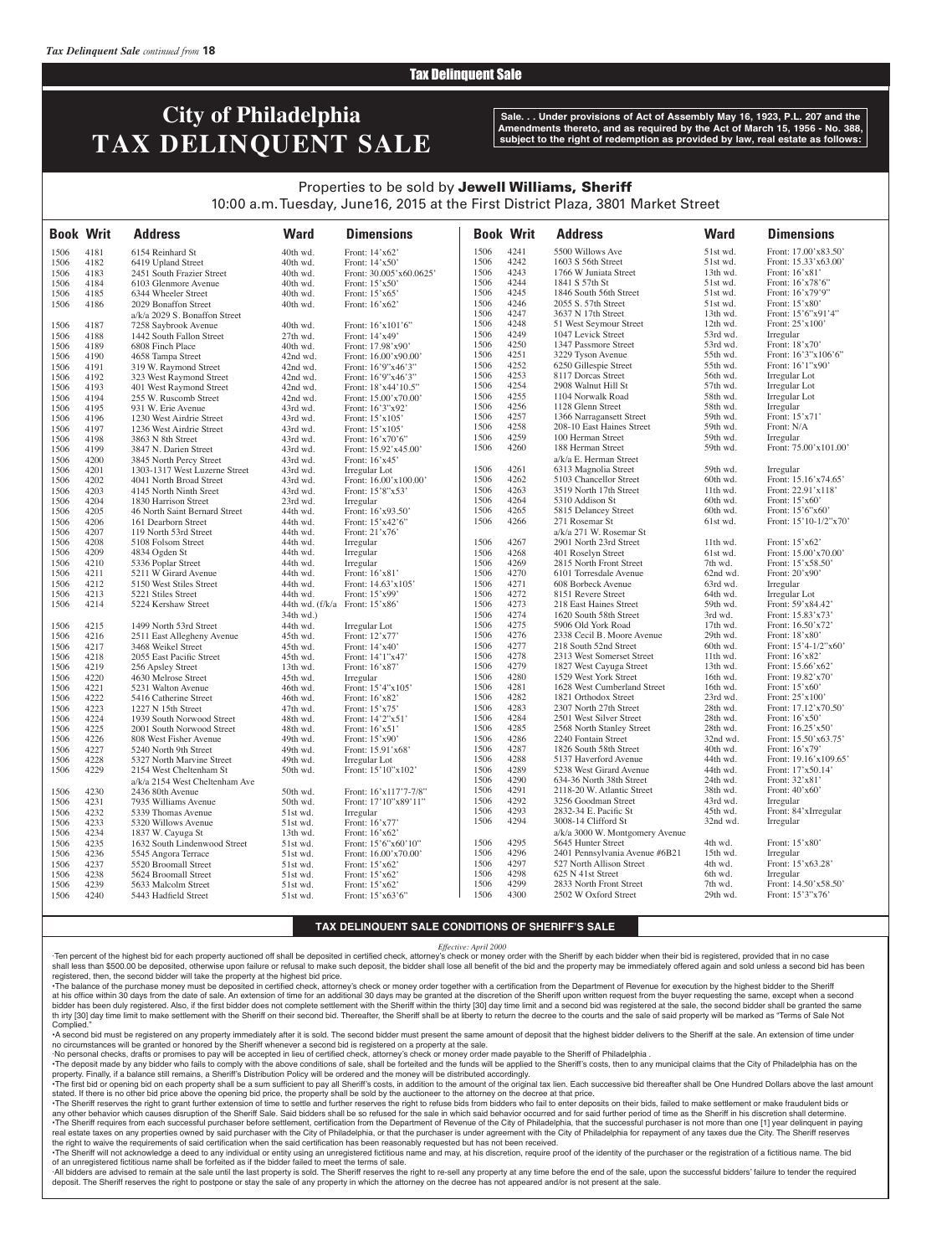*Tax Delinquent Sale continued from* **18**

Tax Delinquent Sale

# City of Philadelphia TAX DELINQUENT SALE

**Sale. . . Under provisions of Act of Assembly May 16, 1923, P.L. 207 and the Amendments thereto, and as required by the Act of March 15, 1956 - No. 388, subject to the right of redemption as provided by law, real estate as follows:**

Properties to be sold by **Jewell Williams, Sheriff**
10:00 a.m. Tuesday, June16, 2015 at the First District Plaza, 3801 Market Street

| Book | Writ | Address | Ward | Dimensions |
|---|---|---|---|---|
| 1506 | 4181 | 6154 Reinhard St | 40th wd. | Front: 14'x62' |
| 1506 | 4182 | 6419 Upland Street | 40th wd. | Front: 14'x50' |
| 1506 | 4183 | 2451 South Frazier Street | 40th wd. | Front: 30.005'x60.0625' |
| 1506 | 4184 | 6103 Glenmore Avenue | 40th wd. | Front: 15'x50' |
| 1506 | 4185 | 6344 Wheeler Street | 40th wd. | Front: 15'x65' |
| 1506 | 4186 | 2029 Bonaffon Street a/k/a 2029 S. Bonaffon Street | 40th wd. | Front: 16'x62' |
| 1506 | 4187 | 7258 Saybrook Avenue | 40th wd. | Front: 16'x101'6" |
| 1506 | 4188 | 1442 South Fallon Street | 27th wd. | Front: 14'x49' |
| 1506 | 4189 | 6808 Finch Place | 40th wd. | Front: 17.98'x90' |
| 1506 | 4190 | 4658 Tampa Street | 42nd wd. | Front: 16.00'x90.00' |
| 1506 | 4191 | 319 W. Raymond Street | 42nd wd. | Front: 16'9"x46'3" |
| 1506 | 4192 | 323 West Raymond Street | 42nd wd. | Front: 16'9"x46'3" |
| 1506 | 4193 | 401 West Raymond Street | 42nd wd. | Front: 18'x44'10.5" |
| 1506 | 4194 | 255 W. Ruscomb Street | 42nd wd. | Front: 15.00'x70.00' |
| 1506 | 4195 | 931 W. Erie Avenue | 43rd wd. | Front: 16'3"x92' |
| 1506 | 4196 | 1230 West Airdrie Street | 43rd wd. | Front: 15'x105' |
| 1506 | 4197 | 1236 West Airdrie Street | 43rd wd. | Front: 15'x105' |
| 1506 | 4198 | 3863 N 8th Street | 43rd wd. | Front: 16'x70'6" |
| 1506 | 4199 | 3847 N. Darien Street | 43rd wd. | Front: 15.92'x45.00' |
| 1506 | 4200 | 3845 North Percy Street | 43rd wd. | Front: 16'x45' |
| 1506 | 4201 | 1303-1317 West Luzerne Street | 43rd wd. | Irregular Lot |
| 1506 | 4202 | 4041 North Broad Street | 43rd wd. | Front: 16.00'x100.00' |
| 1506 | 4203 | 4145 North Ninth Street | 43rd wd. | Front: 15'8"x53' |
| 1506 | 4204 | 1830 Harrison Street | 23rd wd. | Irregular |
| 1506 | 4205 | 46 North Saint Bernard Street | 44th wd. | Front: 16'x93.50' |
| 1506 | 4206 | 161 Dearborn Street | 44th wd. | Front: 15'x42'6" |
| 1506 | 4207 | 119 North 53rd Street | 44th wd. | Front: 21'x76' |
| 1506 | 4208 | 5108 Folsom Street | 44th wd. | Irregular |
| 1506 | 4209 | 4834 Ogden St | 44th wd. | Irregular |
| 1506 | 4210 | 5336 Poplar Street | 44th wd. | Irregular |
| 1506 | 4211 | 5211 W Girard Avenue | 44th wd. | Front: 16'x81' |
| 1506 | 4212 | 5150 West Stiles Street | 44th wd. | Front: 14.63'x105' |
| 1506 | 4213 | 5221 Stiles Street | 44th wd. | Front: 15'x99' |
| 1506 | 4214 | 5224 Kershaw Street | 44th wd. (f/k/a 34th wd.) | Front: 15'x86' |
| 1506 | 4215 | 1499 North 53rd Street | 44th wd. | Irregular Lot |
| 1506 | 4216 | 2511 East Allegheny Avenue | 45th wd. | Front: 12'x77' |
| 1506 | 4217 | 3468 Weikel Street | 45th wd. | Front: 14'x40' |
| 1506 | 4218 | 2055 East Pacific Street | 45th wd. | Front: 14'1"x47' |
| 1506 | 4219 | 256 Apsley Street | 13th wd. | Front: 16'x87' |
| 1506 | 4220 | 4630 Melrose Street | 45th wd. | Irregular |
| 1506 | 4221 | 5231 Walton Avenue | 46th wd. | Front: 15'4"x105' |
| 1506 | 4222 | 5416 Catherine Street | 46th wd. | Front: 16'x82' |
| 1506 | 4223 | 1227 N 15th Street | 47th wd. | Front: 15'x75' |
| 1506 | 4224 | 1939 South Norwood Street | 48th wd. | Front: 14'2"x51' |
| 1506 | 4225 | 2001 South Norwood Street | 48th wd. | Front: 16'x51' |
| 1506 | 4226 | 808 West Fisher Avenue | 49th wd. | Front: 15'x90' |
| 1506 | 4227 | 5240 North 9th Street | 49th wd. | Front: 15.91'x68' |
| 1506 | 4228 | 5327 North Marvine Street | 49th wd. | Irregular Lot |
| 1506 | 4229 | 2154 West Cheltenham St a/k/a 2154 West Cheltenham Ave | 50th wd. | Front: 15'10"x102' |
| 1506 | 4230 | 2436 80th Avenue | 50th wd. | Front: 16'x117'7-7/8" |
| 1506 | 4231 | 7935 Williams Avenue | 50th wd. | Front: 17'10"x89'11" |
| 1506 | 4232 | 5339 Thomas Avenue | 51st wd. | Irregular |
| 1506 | 4233 | 5320 Willows Avenue | 51st wd. | Front: 16'x77' |
| 1506 | 4234 | 1837 W. Cayuga St | 13th wd. | Front: 16'x62' |
| 1506 | 4235 | 1632 South Lindenwood Street | 51st wd. | Front: 15'6"x60'10" |
| 1506 | 4236 | 5545 Angora Terrace | 51st wd. | Front: 16.00'x70.00' |
| 1506 | 4237 | 5520 Broomall Street | 51st wd. | Front: 15'x62' |
| 1506 | 4238 | 5624 Broomall Street | 51st wd. | Front: 15'x62' |
| 1506 | 4239 | 5633 Malcolm Street | 51st wd. | Front: 15'x62' |
| 1506 | 4240 | 5443 Hadfield Street | 51st wd. | Front: 15'x63'6" |
| 1506 | 4241 | 5500 Willows Ave | 51st wd. | Front: 17.00'x83.50' |
| 1506 | 4242 | 1603 S 56th Street | 51st wd. | Front: 15.33'x63.00' |
| 1506 | 4243 | 1766 W Juniata Street | 13th wd. | Front: 16'x81' |
| 1506 | 4244 | 1841 S 57th St | 51st wd. | Front: 16'x78'6" |
| 1506 | 4245 | 1846 South 56th Street | 51st wd. | Front: 16'x79'9" |
| 1506 | 4246 | 2055 S. 57th Street | 51st wd. | Front: 15'x80' |
| 1506 | 4247 | 3637 N 17th Street | 13th wd. | Front: 15'6"x91'4" |
| 1506 | 4248 | 51 West Seymour Street | 12th wd. | Front: 25'x100' |
| 1506 | 4249 | 1047 Levick Street | 53rd wd. | Irregular |
| 1506 | 4250 | 1347 Passmore Street | 53rd wd. | Front: 18'x70' |
| 1506 | 4251 | 3229 Tyson Avenue | 55th wd. | Front: 16'3"x106'6" |
| 1506 | 4252 | 6250 Gillespie Street | 55th wd. | Front: 16'1"x90' |
| 1506 | 4253 | 8117 Dorcas Street | 56th wd. | Irregular Lot |
| 1506 | 4254 | 2908 Walnut Hill St | 57th wd. | Irregular Lot |
| 1506 | 4255 | 1104 Norwalk Road | 58th wd. | Irregular Lot |
| 1506 | 4256 | 1128 Glenn Street | 58th wd. | Irregular |
| 1506 | 4257 | 1366 Narragansett Street | 59th wd. | Front: 15'x71' |
| 1506 | 4258 | 208-10 East Haines Street | 59th wd. | Front: N/A |
| 1506 | 4259 | 100 Herman Street | 59th wd. | Irregular |
| 1506 | 4260 | 188 Herman Street a/k/a E. Herman Street | 59th wd. | Front: 75.00'x101.00' |
| 1506 | 4261 | 6313 Magnolia Street | 59th wd. | Irregular |
| 1506 | 4262 | 5103 Chancellor Street | 60th wd. | Front: 15.16'x74.65' |
| 1506 | 4263 | 3519 North 17th Street | 11th wd. | Front: 22.91'x118' |
| 1506 | 4264 | 5310 Addison St | 60th wd. | Front: 15'x60' |
| 1506 | 4265 | 5815 Delancey Street | 60th wd. | Front: 15'6"x60' |
| 1506 | 4266 | 271 Rosemar St a/k/a 271 W. Rosemar St | 61st wd. | Front: 15'10-1/2"x70' |
| 1506 | 4267 | 2901 North 23rd Street | 11th wd. | Front: 15'x62' |
| 1506 | 4268 | 401 Roselyn Street | 61st wd. | Front: 15.00'x70.00' |
| 1506 | 4269 | 2815 North Front Street | 7th wd. | Front: 15'x58.50' |
| 1506 | 4270 | 6101 Torresdale Avenue | 62nd wd. | Front: 20'x90' |
| 1506 | 4271 | 608 Borbeck Avenue | 63rd wd. | Irregular |
| 1506 | 4272 | 8151 Revere Street | 64th wd. | Irregular Lot |
| 1506 | 4273 | 218 East Haines Street | 59th wd. | Front: 59'x84.42' |
| 1506 | 4274 | 1620 South 58th Street | 3rd wd. | Front: 15.83'x73' |
| 1506 | 4275 | 5906 Old York Road | 17th wd. | Front: 16.50'x72' |
| 1506 | 4276 | 2338 Cecil B. Moore Avenue | 29th wd. | Front: 18'x80' |
| 1506 | 4277 | 218 South 52nd Street | 60th wd. | Front: 15'4-1/2"x60' |
| 1506 | 4278 | 2313 West Somerset Street | 11th wd. | Front: 16'x82' |
| 1506 | 4279 | 1827 West Cayuga Street | 13th wd. | Front: 15.66'x62' |
| 1506 | 4280 | 1529 West York Street | 16th wd. | Front: 19.82'x70' |
| 1506 | 4281 | 1628 West Cumberland Street | 16th wd. | Front: 15'x60' |
| 1506 | 4282 | 1821 Orthodox Street | 23rd wd. | Front: 25'x100' |
| 1506 | 4283 | 2307 North 27th Street | 28th wd. | Front: 17.12'x70.50' |
| 1506 | 4284 | 2501 West Silver Street | 28th wd. | Front: 16'x50' |
| 1506 | 4285 | 2568 North Stanley Street | 28th wd. | Front: 16.25'x50' |
| 1506 | 4286 | 2240 Fontain Street | 32nd wd. | Front: 15.50'x63.75' |
| 1506 | 4287 | 1826 South 58th Street | 40th wd. | Front: 16'x79' |
| 1506 | 4288 | 5137 Haverford Avenue | 44th wd. | Front: 19.16'x109.65' |
| 1506 | 4289 | 5238 West Girard Avenue | 44th wd. | Front: 17'x50.14' |
| 1506 | 4290 | 634-36 North 38th Street | 24th wd. | Front: 32'x81' |
| 1506 | 4291 | 2118-20 W. Atlantic Street | 38th wd. | Front: 40'x60' |
| 1506 | 4292 | 3256 Goodman Street | 43rd wd. | Irregular |
| 1506 | 4293 | 2832-34 E. Pacific St | 45th wd. | Front: 84'xIrregular |
| 1506 | 4294 | 3008-14 Clifford St a/k/a 3000 W. Montgomery Avenue | 32nd wd. | Irregular |
| 1506 | 4295 | 5645 Hunter Street | 4th wd. | Front: 15'x80' |
| 1506 | 4296 | 2401 Pennsylvania Avenue #6B21 | 15th wd. | Irregular |
| 1506 | 4297 | 527 North Allison Street | 4th wd. | Front: 15'x63.28' |
| 1506 | 4298 | 625 N 41st Street | 6th wd. | Irregular |
| 1506 | 4299 | 2833 North Front Street | 7th wd. | Front: 14.50'x58.50' |
| 1506 | 4300 | 2502 W Oxford Street | 29th wd. | Front: 15'3"x76' |

## TAX DELINQUENT SALE CONDITIONS OF SHERIFF'S SALE

*Effective: April 2000*

·Ten percent of the highest bid for each property auctioned off shall be deposited in certified check, attorney's check or money order with the Sheriff by each bidder when their bid is registered, provided that in no case shall less than $500.00 be deposited, otherwise upon failure or refusal to make such deposit, the bidder shall lose all benefit of the bid and the property may be immediately offered again and sold unless a second bid has been registered, then, the second bidder will take the property at the highest bid price.

•The balance of the purchase money must be deposited in certified check, attorney's check or money order together with a certification from the Department of Revenue for execution by the highest bidder to the Sheriff at his office within 30 days from the date of sale. An extension of time for an additional 30 days may be granted at the discretion of the Sheriff upon written request from the buyer requesting the same, except when a second bidder has been duly registered. Also, if the first bidder does not complete settlement with the Sheriff within the thirty [30] day time limit and a second bid was registered at the sale, the second bidder shall be granted the same th irty [30] day time limit to make settlement with the Sheriff on their second bid. Thereafter, the Sheriff shall be at liberty to return the decree to the courts and the sale of said property will be marked as "Terms of Sale Not Complied."

•A second bid must be registered on any property immediately after it is sold. The second bidder must present the same amount of deposit that the highest bidder delivers to the Sheriff at the sale. An extension of time under no circumstances will be granted or honored by the Sheriff whenever a second bid is registered on a property at the sale.

·No personal checks, drafts or promises to pay will be accepted in lieu of certified check, attorney's check or money order made payable to the Sheriff of Philadelphia .

•The deposit made by any bidder who fails to comply with the above conditions of sale, shall be forteited and the funds will be applied to the Sheriff's costs, then to any municipal claims that the City of Philadelphia has on the property. Finally, if a balance still remains, a Sheriff's Distribution Policy will be ordered and the money will be distributed accordingly.

•The first bid or opening bid on each property shall be a sum sufficient to pay all Sheriff's costs, in addition to the amount of the original tax lien. Each successive bid thereafter shall be One Hundred Dollars above the last amount stated. If there is no other bid price above the opening bid price, the property shall be sold by the auctioneer to the attorney on the decree at that price.

•The Sheriff reserves the right to grant further extension of time to settle and further reserves the right to refuse bids from bidders who fail to enter deposits on their bids, failed to make settlement or make fraudulent bids or any other behavior which causes disruption of the Sheriff Sale. Said bidders shall be so refused for the sale in which said behavior occurred and for said further period of time as the Sheriff in his discretion shall determine.

•The Sheriff requires from each successful purchaser before settlement, certification from the Department of Revenue of the City of Philadelphia, that the successful purchaser is not more than one [1] year delinquent in paying real estate taxes on any properties owned by said purchaser with the City of Philadelphia, or that the purchaser is under agreement with the City of Philadelphia for repayment of any taxes due the City. The Sheriff reserves the right to waive the requirements of said certification when the said certification has been reasonably requested but has not been received.

•The Sheriff will not acknowledge a deed to any individual or entity using an unregistered fictitious name and may, at his discretion, require proof of the identity of the purchaser or the registration of a fictitious name. The bid of an unregistered fictitious name shall be forfeited as if the bidder failed to meet the terms of sale.

·All bidders are advised to remain at the sale until the last property is sold. The Sheriff reserves the right to re-sell any property at any time before the end of the sale, upon the successful bidders' failure to tender the required deposit. The Sheriff reserves the right to postpone or stay the sale of any property in which the attorney on the decree has not appeared and/or is not present at the sale.